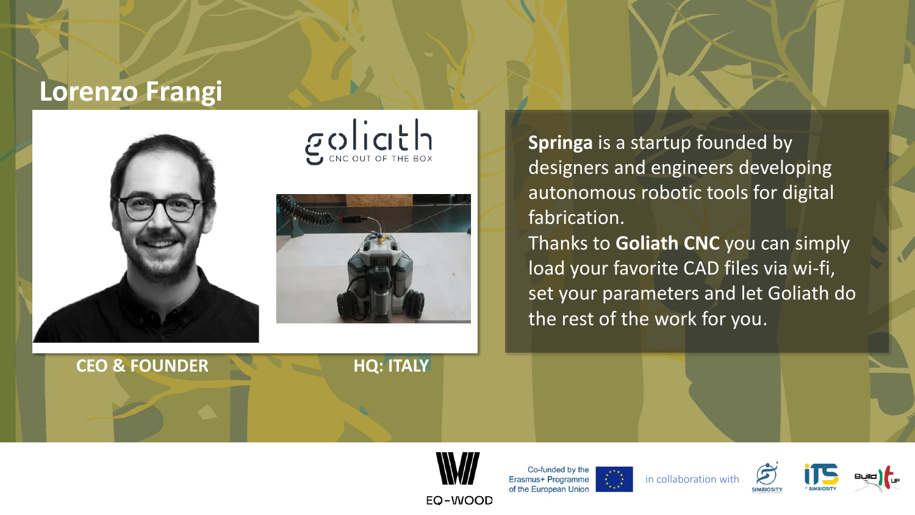# Lorenzo Frangi

goliath
CNC OUT OF THE BOX

**CEO & FOUNDER**

**HQ: ITALY**

**Springa** is a startup founded by designers and engineers developing autonomous robotic tools for digital fabrication.
Thanks to **Goliath CNC** you can simply load your favorite CAD files via wi-fi, set your parameters and let Goliath do the rest of the work for you.

EQ-WOOD

Co-funded by the Erasmus+ Programme of the European Union

in collaboration with

SIMBIOSITY

ITS SIMBIOSITY

Build UP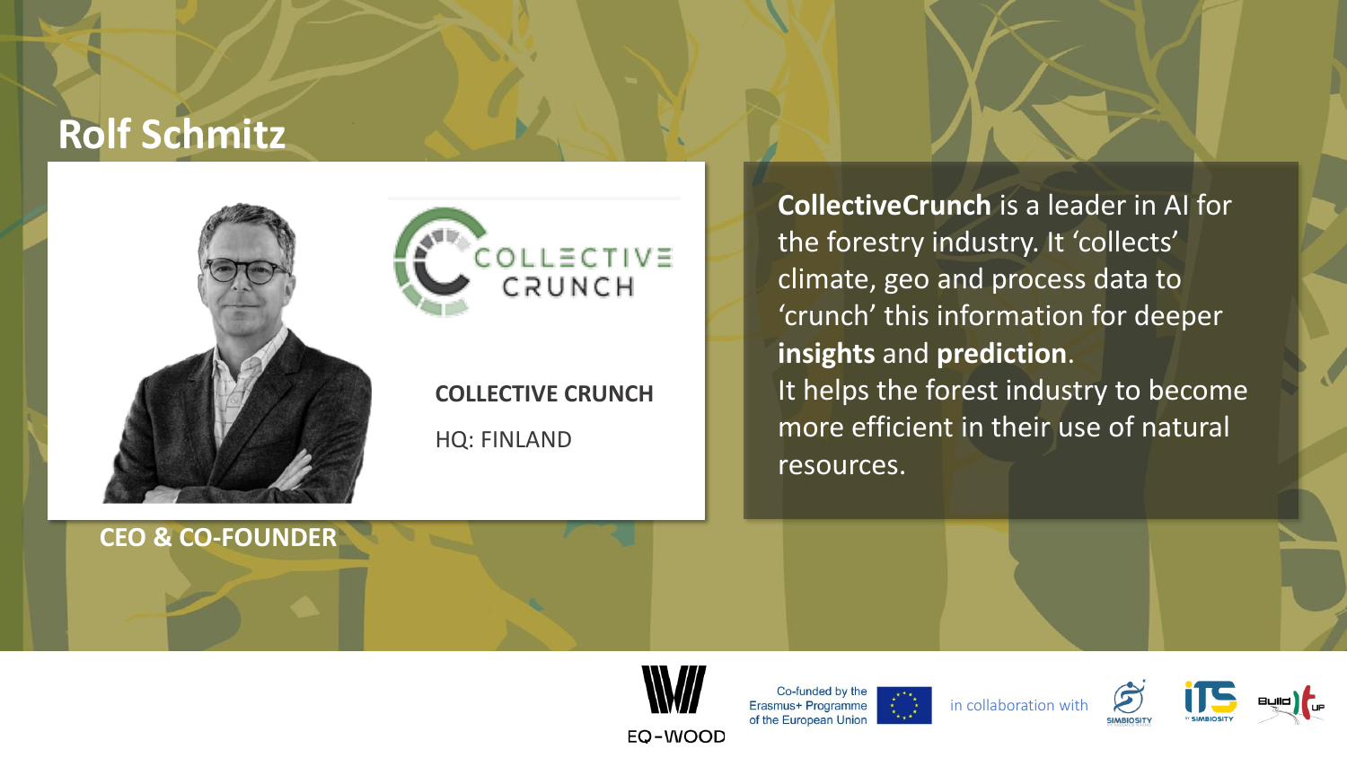# Rolf Schmitz

**COLLECTIVE CRUNCH**

HQ: FINLAND

**CEO & CO-FOUNDER**

**CollectiveCrunch** is a leader in AI for the forestry industry. It 'collects' climate, geo and process data to 'crunch' this information for deeper **insights** and **prediction**.
It helps the forest industry to become more efficient in their use of natural resources.

EQ-WOOD

Co-funded by the Erasmus+ Programme of the European Union

in collaboration with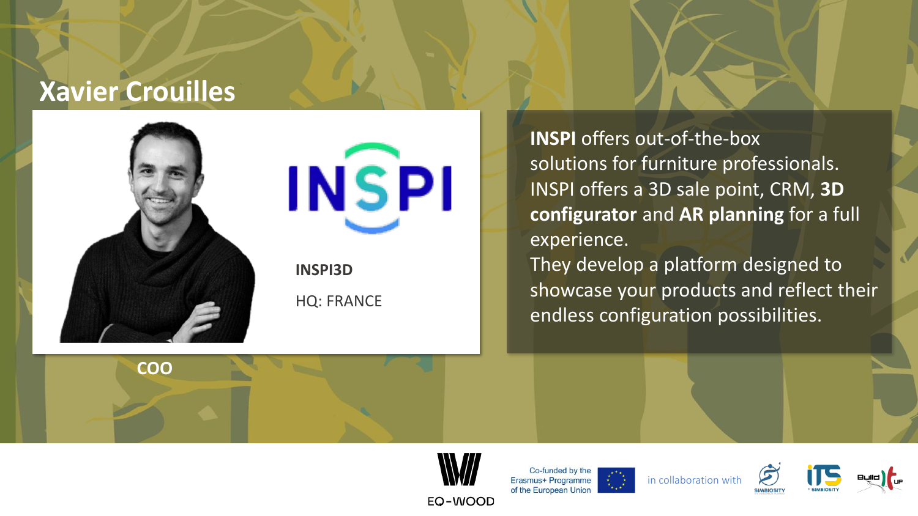# Xavier Crouilles

INSPI

**INSPI3D**

HQ: FRANCE

**COO**

**INSPI** offers out-of-the-box solutions for furniture professionals. INSPI offers a 3D sale point, CRM, **3D configurator** and **AR planning** for a full experience.
They develop a platform designed to showcase your products and reflect their endless configuration possibilities.

EQ-WOOD

Co-funded by the Erasmus+ Programme of the European Union

in collaboration with

SIMBIOSITY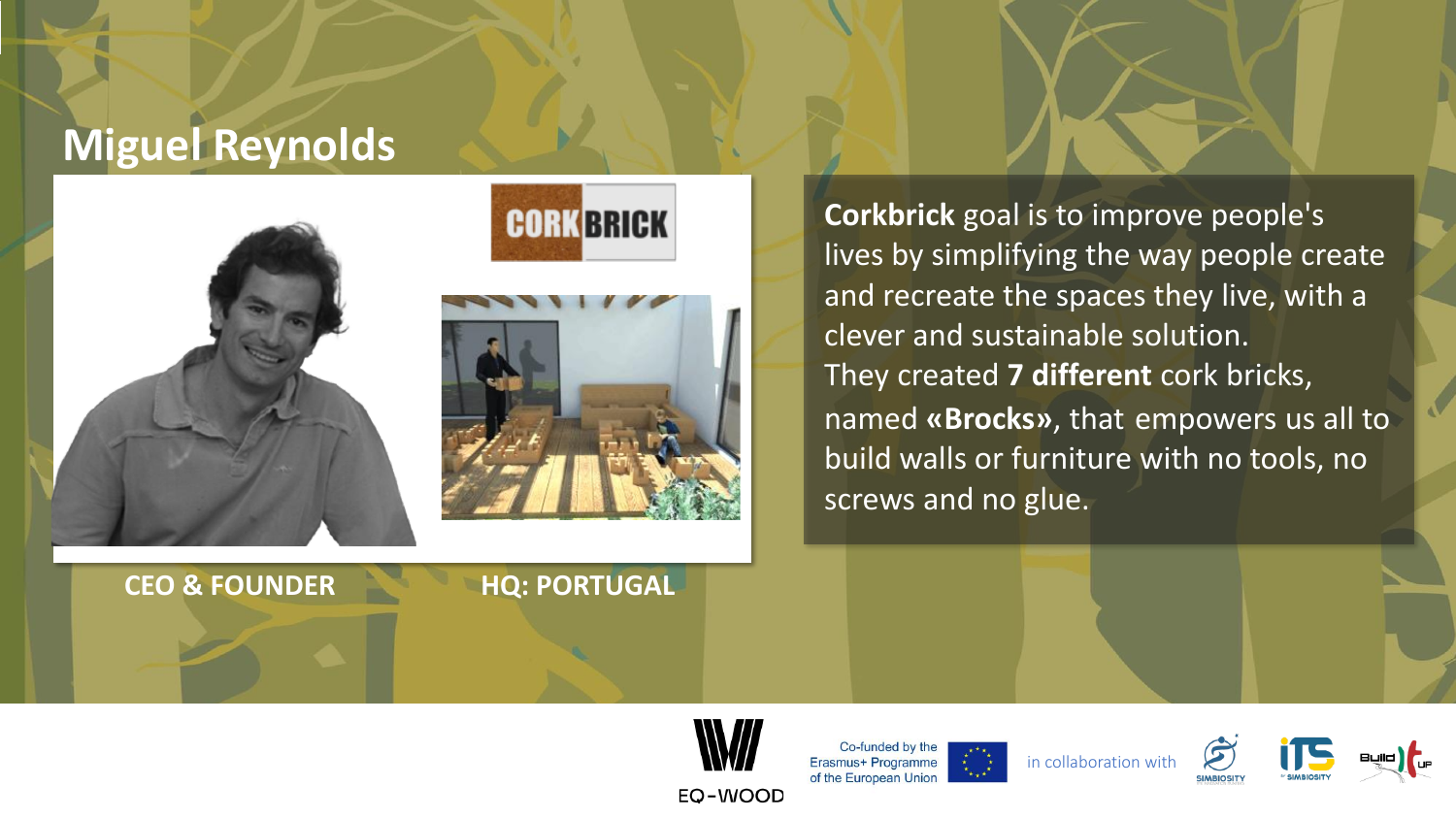## Miguel Reynolds

CEO & FOUNDER

HQ: PORTUGAL

**Corkbrick** goal is to improve people's lives by simplifying the way people create and recreate the spaces they live, with a clever and sustainable solution.
They created **7 different** cork bricks, named **«Brocks»**, that empowers us all to build walls or furniture with no tools, no screws and no glue.

EQ-WOOD

Co-funded by the Erasmus+ Programme of the European Union

in collaboration with